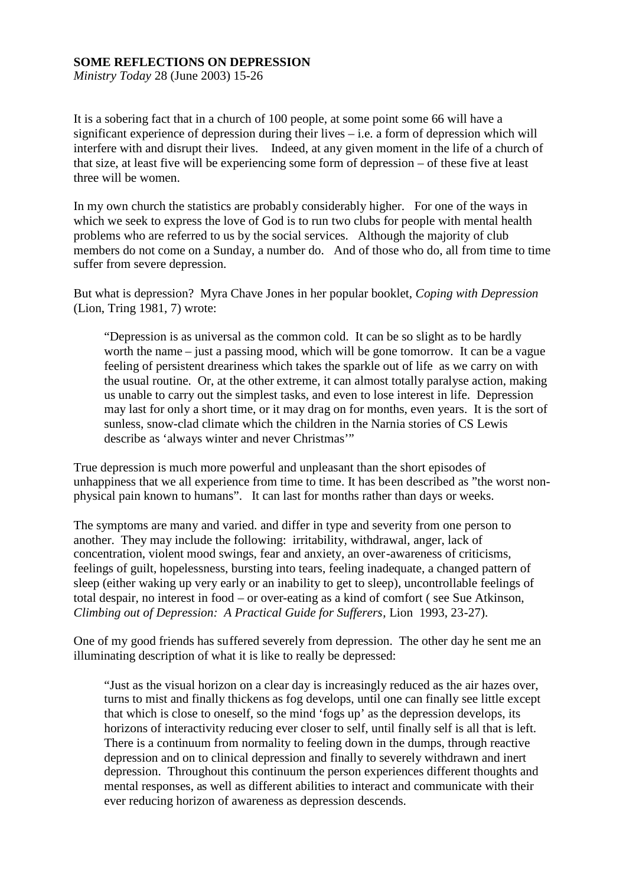**SOME REFLECTIONS ON DEPRESSION**
*Ministry Today* 28 (June 2003) 15-26

It is a sobering fact that in a church of 100 people, at some point some 66 will have a significant experience of depression during their lives – i.e. a form of depression which will interfere with and disrupt their lives. Indeed, at any given moment in the life of a church of that size, at least five will be experiencing some form of depression – of these five at least three will be women.

In my own church the statistics are probably considerably higher. For one of the ways in which we seek to express the love of God is to run two clubs for people with mental health problems who are referred to us by the social services. Although the majority of club members do not come on a Sunday, a number do. And of those who do, all from time to time suffer from severe depression.

But what is depression? Myra Chave Jones in her popular booklet, *Coping with Depression* (Lion, Tring 1981, 7) wrote:

> "Depression is as universal as the common cold. It can be so slight as to be hardly worth the name – just a passing mood, which will be gone tomorrow. It can be a vague feeling of persistent dreariness which takes the sparkle out of life as we carry on with the usual routine. Or, at the other extreme, it can almost totally paralyse action, making us unable to carry out the simplest tasks, and even to lose interest in life. Depression may last for only a short time, or it may drag on for months, even years. It is the sort of sunless, snow-clad climate which the children in the Narnia stories of CS Lewis describe as 'always winter and never Christmas'"

True depression is much more powerful and unpleasant than the short episodes of unhappiness that we all experience from time to time. It has been described as "the worst non-physical pain known to humans". It can last for months rather than days or weeks.

The symptoms are many and varied. and differ in type and severity from one person to another. They may include the following: irritability, withdrawal, anger, lack of concentration, violent mood swings, fear and anxiety, an over-awareness of criticisms, feelings of guilt, hopelessness, bursting into tears, feeling inadequate, a changed pattern of sleep (either waking up very early or an inability to get to sleep), uncontrollable feelings of total despair, no interest in food – or over-eating as a kind of comfort ( see Sue Atkinson, *Climbing out of Depression: A Practical Guide for Sufferers*, Lion 1993, 23-27).

One of my good friends has suffered severely from depression. The other day he sent me an illuminating description of what it is like to really be depressed:

> "Just as the visual horizon on a clear day is increasingly reduced as the air hazes over, turns to mist and finally thickens as fog develops, until one can finally see little except that which is close to oneself, so the mind 'fogs up' as the depression develops, its horizons of interactivity reducing ever closer to self, until finally self is all that is left. There is a continuum from normality to feeling down in the dumps, through reactive depression and on to clinical depression and finally to severely withdrawn and inert depression. Throughout this continuum the person experiences different thoughts and mental responses, as well as different abilities to interact and communicate with their ever reducing horizon of awareness as depression descends.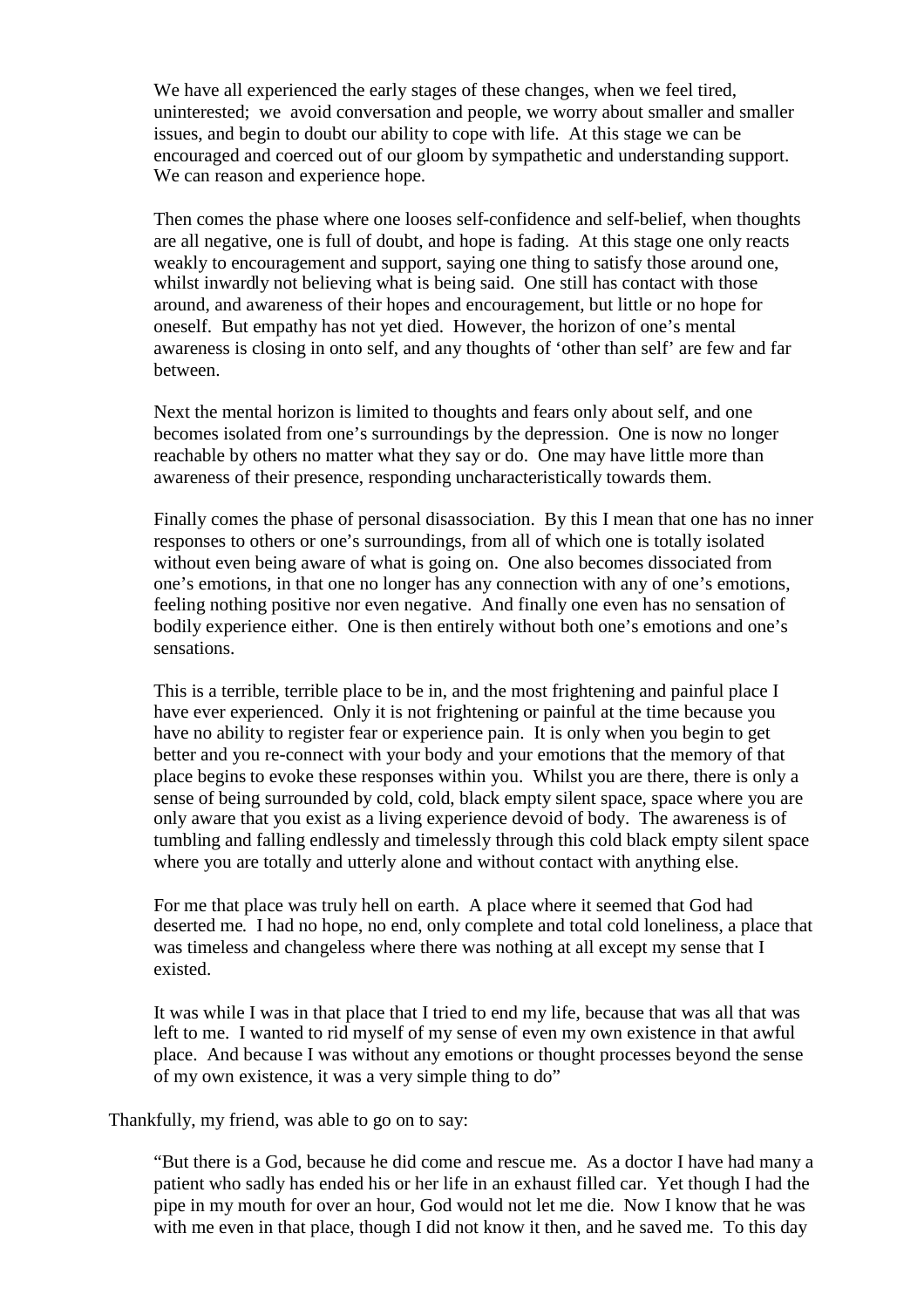We have all experienced the early stages of these changes, when we feel tired, uninterested; we avoid conversation and people, we worry about smaller and smaller issues, and begin to doubt our ability to cope with life. At this stage we can be encouraged and coerced out of our gloom by sympathetic and understanding support. We can reason and experience hope.

Then comes the phase where one looses self-confidence and self-belief, when thoughts are all negative, one is full of doubt, and hope is fading. At this stage one only reacts weakly to encouragement and support, saying one thing to satisfy those around one, whilst inwardly not believing what is being said. One still has contact with those around, and awareness of their hopes and encouragement, but little or no hope for oneself. But empathy has not yet died. However, the horizon of one's mental awareness is closing in onto self, and any thoughts of 'other than self' are few and far between.

Next the mental horizon is limited to thoughts and fears only about self, and one becomes isolated from one's surroundings by the depression. One is now no longer reachable by others no matter what they say or do. One may have little more than awareness of their presence, responding uncharacteristically towards them.

Finally comes the phase of personal disassociation. By this I mean that one has no inner responses to others or one's surroundings, from all of which one is totally isolated without even being aware of what is going on. One also becomes dissociated from one's emotions, in that one no longer has any connection with any of one's emotions, feeling nothing positive nor even negative. And finally one even has no sensation of bodily experience either. One is then entirely without both one's emotions and one's sensations.

This is a terrible, terrible place to be in, and the most frightening and painful place I have ever experienced. Only it is not frightening or painful at the time because you have no ability to register fear or experience pain. It is only when you begin to get better and you re-connect with your body and your emotions that the memory of that place begins to evoke these responses within you. Whilst you are there, there is only a sense of being surrounded by cold, cold, black empty silent space, space where you are only aware that you exist as a living experience devoid of body. The awareness is of tumbling and falling endlessly and timelessly through this cold black empty silent space where you are totally and utterly alone and without contact with anything else.

For me that place was truly hell on earth. A place where it seemed that God had deserted me. I had no hope, no end, only complete and total cold loneliness, a place that was timeless and changeless where there was nothing at all except my sense that I existed.

It was while I was in that place that I tried to end my life, because that was all that was left to me. I wanted to rid myself of my sense of even my own existence in that awful place. And because I was without any emotions or thought processes beyond the sense of my own existence, it was a very simple thing to do"

Thankfully, my friend, was able to go on to say:

"But there is a God, because he did come and rescue me. As a doctor I have had many a patient who sadly has ended his or her life in an exhaust filled car. Yet though I had the pipe in my mouth for over an hour, God would not let me die. Now I know that he was with me even in that place, though I did not know it then, and he saved me. To this day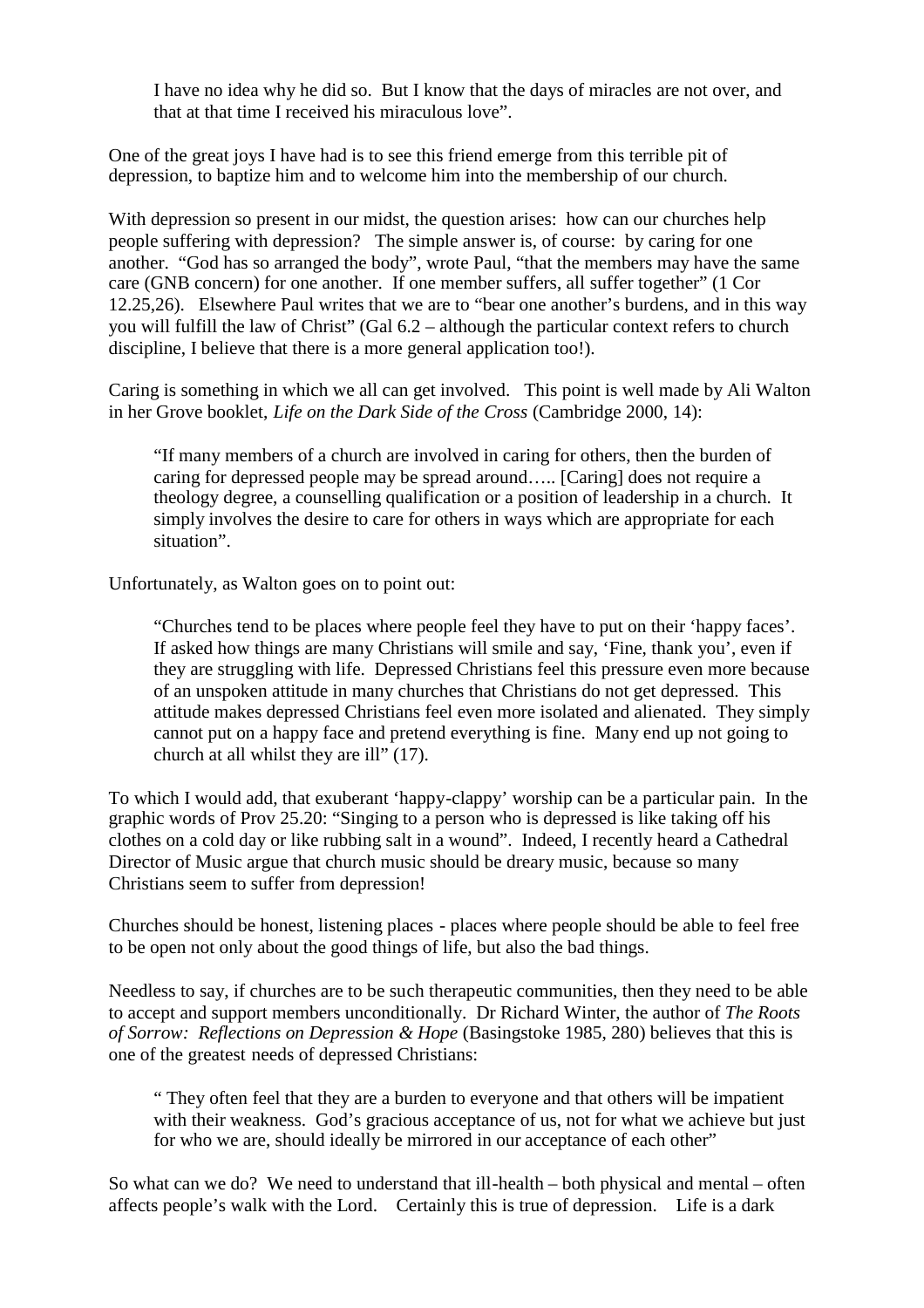> I have no idea why he did so. But I know that the days of miracles are not over, and that at that time I received his miraculous love".

One of the great joys I have had is to see this friend emerge from this terrible pit of depression, to baptize him and to welcome him into the membership of our church.

With depression so present in our midst, the question arises: how can our churches help people suffering with depression? The simple answer is, of course: by caring for one another. "God has so arranged the body", wrote Paul, "that the members may have the same care (GNB concern) for one another. If one member suffers, all suffer together" (1 Cor 12.25,26). Elsewhere Paul writes that we are to "bear one another's burdens, and in this way you will fulfill the law of Christ" (Gal 6.2 – although the particular context refers to church discipline, I believe that there is a more general application too!).

Caring is something in which we all can get involved. This point is well made by Ali Walton in her Grove booklet, *Life on the Dark Side of the Cross* (Cambridge 2000, 14):

> "If many members of a church are involved in caring for others, then the burden of caring for depressed people may be spread around….. [Caring] does not require a theology degree, a counselling qualification or a position of leadership in a church. It simply involves the desire to care for others in ways which are appropriate for each situation".

Unfortunately, as Walton goes on to point out:

> "Churches tend to be places where people feel they have to put on their 'happy faces'. If asked how things are many Christians will smile and say, 'Fine, thank you', even if they are struggling with life. Depressed Christians feel this pressure even more because of an unspoken attitude in many churches that Christians do not get depressed. This attitude makes depressed Christians feel even more isolated and alienated. They simply cannot put on a happy face and pretend everything is fine. Many end up not going to church at all whilst they are ill" (17).

To which I would add, that exuberant 'happy-clappy' worship can be a particular pain. In the graphic words of Prov 25.20: "Singing to a person who is depressed is like taking off his clothes on a cold day or like rubbing salt in a wound". Indeed, I recently heard a Cathedral Director of Music argue that church music should be dreary music, because so many Christians seem to suffer from depression!

Churches should be honest, listening places - places where people should be able to feel free to be open not only about the good things of life, but also the bad things.

Needless to say, if churches are to be such therapeutic communities, then they need to be able to accept and support members unconditionally. Dr Richard Winter, the author of *The Roots of Sorrow: Reflections on Depression & Hope* (Basingstoke 1985, 280) believes that this is one of the greatest needs of depressed Christians:

> " They often feel that they are a burden to everyone and that others will be impatient with their weakness. God's gracious acceptance of us, not for what we achieve but just for who we are, should ideally be mirrored in our acceptance of each other"

So what can we do? We need to understand that ill-health – both physical and mental – often affects people's walk with the Lord. Certainly this is true of depression. Life is a dark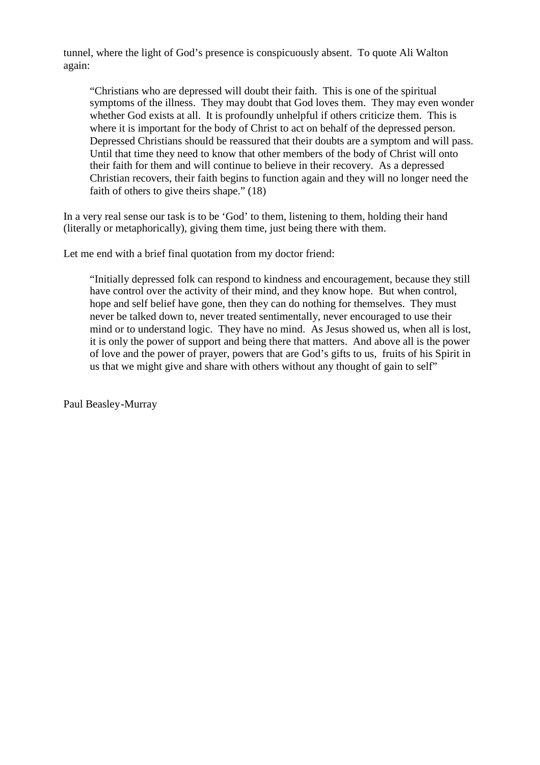tunnel, where the light of God's presence is conspicuously absent. To quote Ali Walton again:

> "Christians who are depressed will doubt their faith. This is one of the spiritual symptoms of the illness. They may doubt that God loves them. They may even wonder whether God exists at all. It is profoundly unhelpful if others criticize them. This is where it is important for the body of Christ to act on behalf of the depressed person. Depressed Christians should be reassured that their doubts are a symptom and will pass. Until that time they need to know that other members of the body of Christ will onto their faith for them and will continue to believe in their recovery. As a depressed Christian recovers, their faith begins to function again and they will no longer need the faith of others to give theirs shape." (18)

In a very real sense our task is to be 'God' to them, listening to them, holding their hand (literally or metaphorically), giving them time, just being there with them.

Let me end with a brief final quotation from my doctor friend:

> "Initially depressed folk can respond to kindness and encouragement, because they still have control over the activity of their mind, and they know hope. But when control, hope and self belief have gone, then they can do nothing for themselves. They must never be talked down to, never treated sentimentally, never encouraged to use their mind or to understand logic. They have no mind. As Jesus showed us, when all is lost, it is only the power of support and being there that matters. And above all is the power of love and the power of prayer, powers that are God's gifts to us, fruits of his Spirit in us that we might give and share with others without any thought of gain to self"

Paul Beasley-Murray